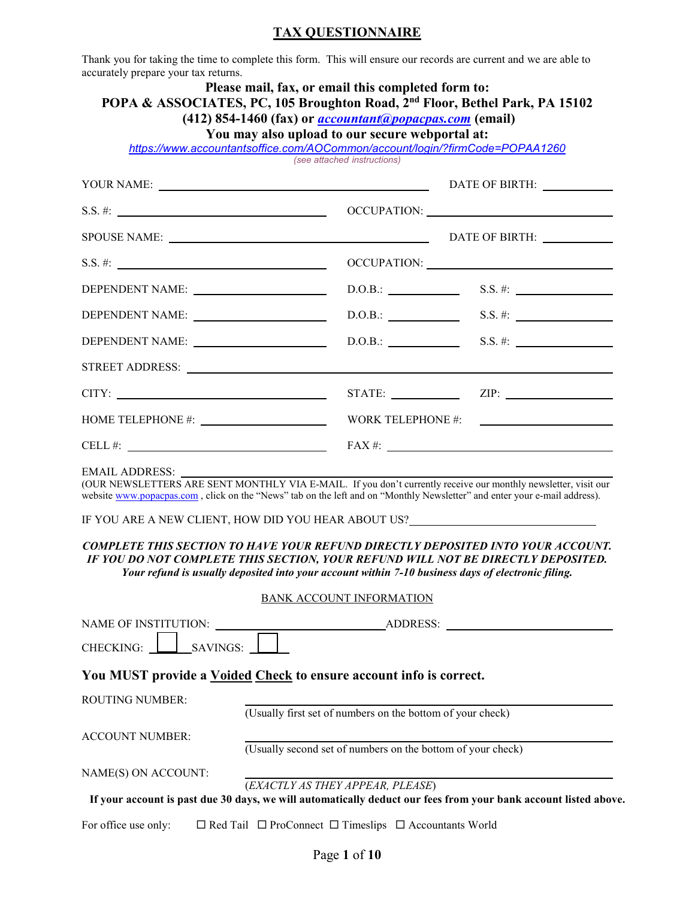# TAX QUESTIONNAIRE

Thank you for taking the time to complete this form. This will ensure our records are current and we are able to accurately prepare your tax returns.

**Please mail, fax, or email this completed form to:**
**POPA & ASSOCIATES, PC, 105 Broughton Road, 2nd Floor, Bethel Park, PA 15102**
**(412) 854-1460 (fax) or *accountant@popacpas.com* (email)**
**You may also upload to our secure webportal at:**
*https://www.accountantsoffice.com/AOCommon/account/login/?firmCode=POPAA1260*
*(see attached instructions)*

YOUR NAME: ______________________________ DATE OF BIRTH: __________

S.S. #: ______________________________ OCCUPATION: ______________________________

SPOUSE NAME: ______________________________ DATE OF BIRTH: __________

S.S. #: ______________________________ OCCUPATION: ______________________________

DEPENDENT NAME: ____________________ D.O.B.: __________ S.S. #: ______________

DEPENDENT NAME: ____________________ D.O.B.: __________ S.S. #: ______________

DEPENDENT NAME: ____________________ D.O.B.: __________ S.S. #: ______________

STREET ADDRESS: ______________________________________________________________

CITY: ______________________________ STATE: __________ ZIP: ______________

HOME TELEPHONE #: ____________________ WORK TELEPHONE #: ____________________

CELL #: ______________________________ FAX #: ______________________________

EMAIL ADDRESS: ______________________________________________________________
(OUR NEWSLETTERS ARE SENT MONTHLY VIA E-MAIL. If you don't currently receive our monthly newsletter, visit our website www.popacpas.com , click on the "News" tab on the left and on "Monthly Newsletter" and enter your e-mail address).

IF YOU ARE A NEW CLIENT, HOW DID YOU HEAR ABOUT US? ______________________________

***COMPLETE THIS SECTION TO HAVE YOUR REFUND DIRECTLY DEPOSITED INTO YOUR ACCOUNT. IF YOU DO NOT COMPLETE THIS SECTION, YOUR REFUND WILL NOT BE DIRECTLY DEPOSITED.***
***Your refund is usually deposited into your account within 7-10 business days of electronic filing.***

BANK ACCOUNT INFORMATION

NAME OF INSTITUTION: ______________________________ ADDRESS: ______________________________

CHECKING: ☐ SAVINGS: ☐

**You MUST provide a Voided Check to ensure account info is correct.**

ROUTING NUMBER: ______________________________
(Usually first set of numbers on the bottom of your check)

ACCOUNT NUMBER: ______________________________
(Usually second set of numbers on the bottom of your check)

NAME(S) ON ACCOUNT: ______________________________
(*EXACTLY AS THEY APPEAR, PLEASE*)

**If your account is past due 30 days, we will automatically deduct our fees from your bank account listed above.**

For office use only: ☐ Red Tail ☐ ProConnect ☐ Timeslips ☐ Accountants World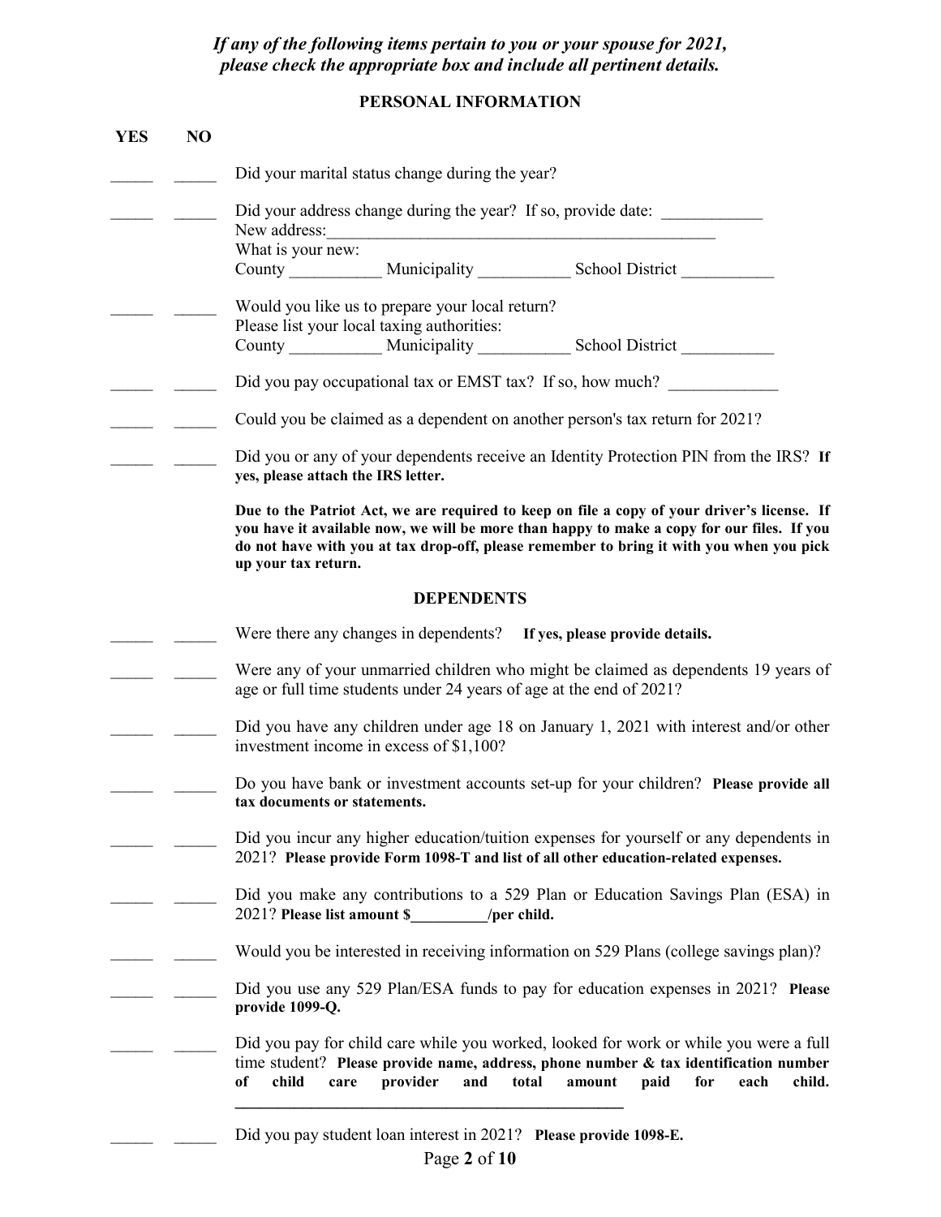***If any of the following items pertain to you or your spouse for 2021, please check the appropriate box and include all pertinent details.***

## PERSONAL INFORMATION

| YES | NO | |
|---|---|---|
| _____ | _____ | Did your marital status change during the year? |
| _____ | _____ | Did your address change during the year? If so, provide date: ____________<br>New address:________________________________________________<br>What is your new:<br>County ___________ Municipality ___________ School District ___________ |
| _____ | _____ | Would you like us to prepare your local return?<br>Please list your local taxing authorities:<br>County ___________ Municipality ___________ School District ___________ |
| _____ | _____ | Did you pay occupational tax or EMST tax? If so, how much? _____________ |
| _____ | _____ | Could you be claimed as a dependent on another person's tax return for 2021? |
| _____ | _____ | Did you or any of your dependents receive an Identity Protection PIN from the IRS? **If yes, please attach the IRS letter.** |

**Due to the Patriot Act, we are required to keep on file a copy of your driver's license. If you have it available now, we will be more than happy to make a copy for our files. If you do not have with you at tax drop-off, please remember to bring it with you when you pick up your tax return.**

## DEPENDENTS

| YES | NO | |
|---|---|---|
| _____ | _____ | Were there any changes in dependents? **If yes, please provide details.** |
| _____ | _____ | Were any of your unmarried children who might be claimed as dependents 19 years of age or full time students under 24 years of age at the end of 2021? |
| _____ | _____ | Did you have any children under age 18 on January 1, 2021 with interest and/or other investment income in excess of $1,100? |
| _____ | _____ | Do you have bank or investment accounts set-up for your children? **Please provide all tax documents or statements.** |
| _____ | _____ | Did you incur any higher education/tuition expenses for yourself or any dependents in 2021? **Please provide Form 1098-T and list of all other education-related expenses.** |
| _____ | _____ | Did you make any contributions to a 529 Plan or Education Savings Plan (ESA) in 2021? **Please list amount $__________/per child.** |
| _____ | _____ | Would you be interested in receiving information on 529 Plans (college savings plan)? |
| _____ | _____ | Did you use any 529 Plan/ESA funds to pay for education expenses in 2021? **Please provide 1099-Q.** |
| _____ | _____ | Did you pay for child care while you worked, looked for work or while you were a full time student? **Please provide name, address, phone number & tax identification number of child care provider and total amount paid for each child.**<br>__________________________________________________ |
| _____ | _____ | Did you pay student loan interest in 2021? **Please provide 1098-E.** |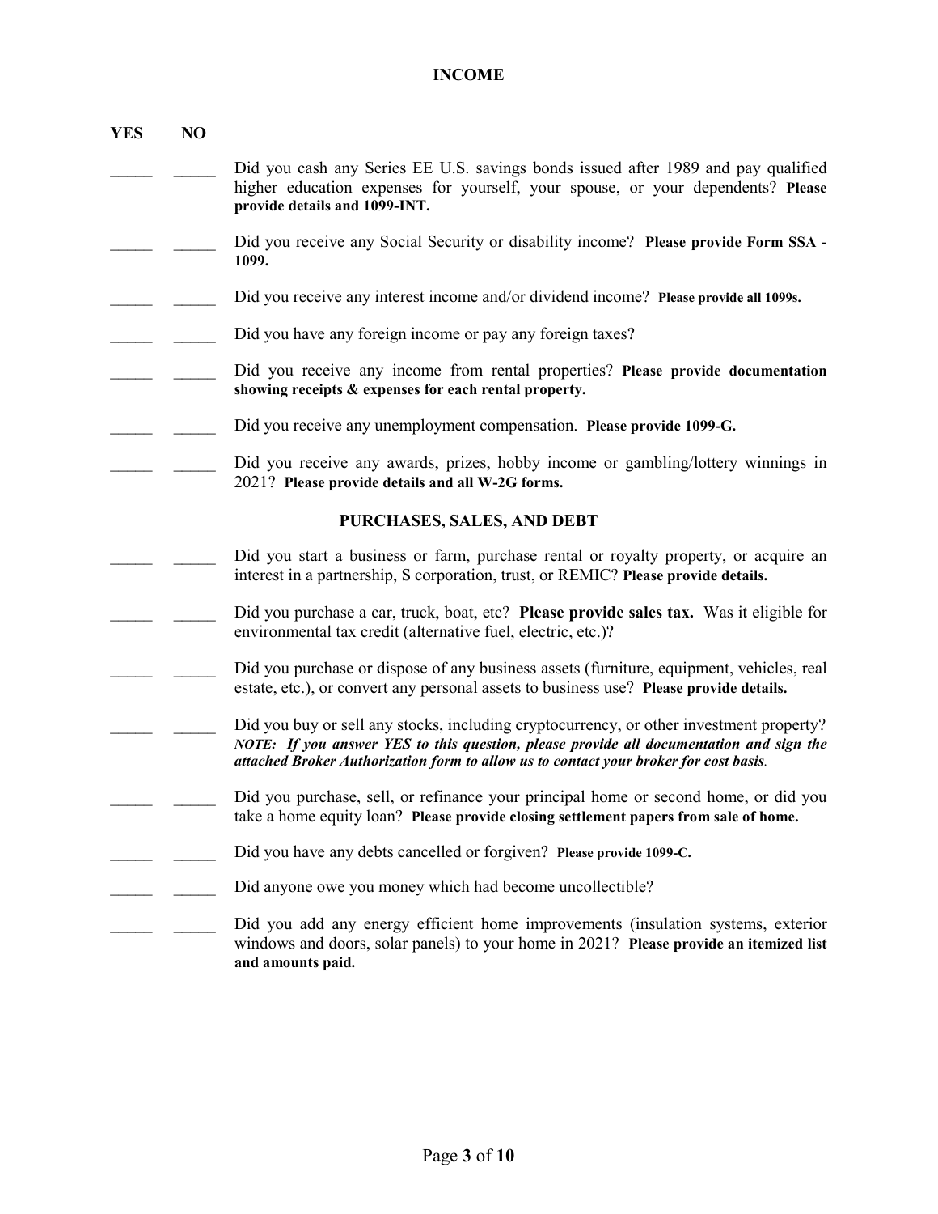## INCOME

| YES | NO | |
|---|---|---|
| _____ | _____ | Did you cash any Series EE U.S. savings bonds issued after 1989 and pay qualified higher education expenses for yourself, your spouse, or your dependents? **Please provide details and 1099-INT.** |
| _____ | _____ | Did you receive any Social Security or disability income? **Please provide Form SSA - 1099.** |
| _____ | _____ | Did you receive any interest income and/or dividend income? **Please provide all 1099s.** |
| _____ | _____ | Did you have any foreign income or pay any foreign taxes? |
| _____ | _____ | Did you receive any income from rental properties? **Please provide documentation showing receipts & expenses for each rental property.** |
| _____ | _____ | Did you receive any unemployment compensation. **Please provide 1099-G.** |
| _____ | _____ | Did you receive any awards, prizes, hobby income or gambling/lottery winnings in 2021? **Please provide details and all W-2G forms.** |

## PURCHASES, SALES, AND DEBT

| YES | NO | |
|---|---|---|
| _____ | _____ | Did you start a business or farm, purchase rental or royalty property, or acquire an interest in a partnership, S corporation, trust, or REMIC? **Please provide details.** |
| _____ | _____ | Did you purchase a car, truck, boat, etc? **Please provide sales tax.** Was it eligible for environmental tax credit (alternative fuel, electric, etc.)? |
| _____ | _____ | Did you purchase or dispose of any business assets (furniture, equipment, vehicles, real estate, etc.), or convert any personal assets to business use? **Please provide details.** |
| _____ | _____ | Did you buy or sell any stocks, including cryptocurrency, or other investment property? ***NOTE: If you answer YES to this question, please provide all documentation and sign the attached Broker Authorization form to allow us to contact your broker for cost basis.*** |
| _____ | _____ | Did you purchase, sell, or refinance your principal home or second home, or did you take a home equity loan? **Please provide closing settlement papers from sale of home.** |
| _____ | _____ | Did you have any debts cancelled or forgiven? **Please provide 1099-C.** |
| _____ | _____ | Did anyone owe you money which had become uncollectible? |
| _____ | _____ | Did you add any energy efficient home improvements (insulation systems, exterior windows and doors, solar panels) to your home in 2021? **Please provide an itemized list and amounts paid.** |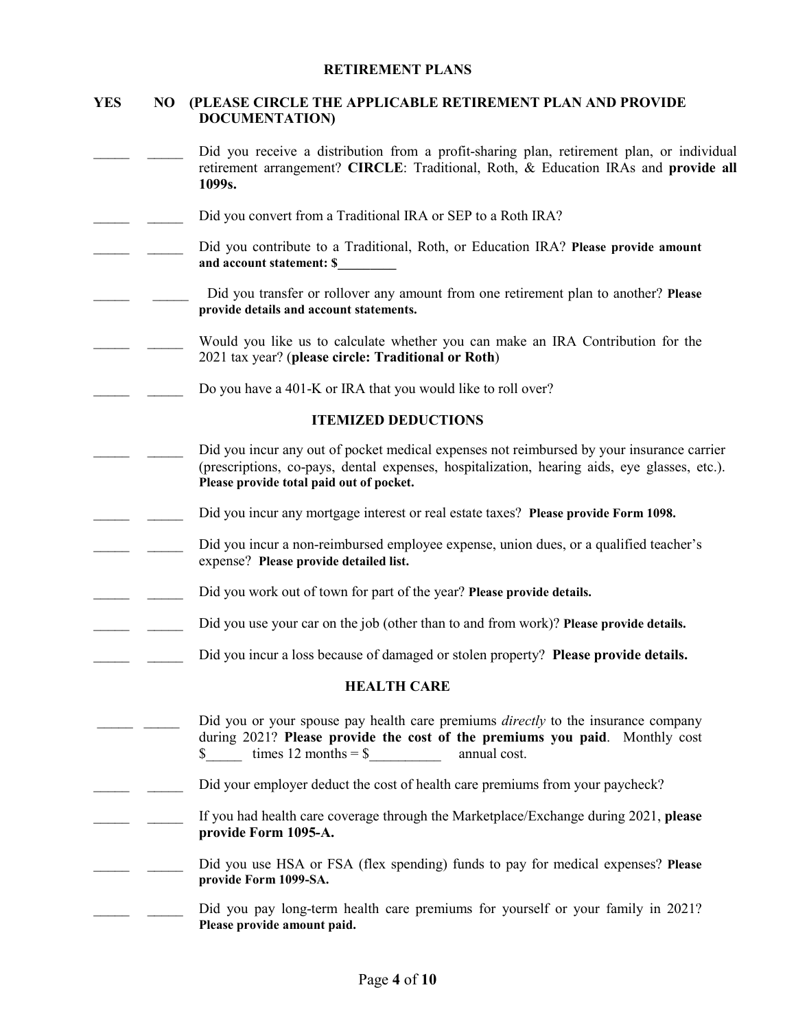## RETIREMENT PLANS

**YES NO (PLEASE CIRCLE THE APPLICABLE RETIREMENT PLAN AND PROVIDE DOCUMENTATION)**

_____ _____ Did you receive a distribution from a profit-sharing plan, retirement plan, or individual retirement arrangement? **CIRCLE**: Traditional, Roth, & Education IRAs and **provide all 1099s.**

_____ _____ Did you convert from a Traditional IRA or SEP to a Roth IRA?

_____ _____ Did you contribute to a Traditional, Roth, or Education IRA? **Please provide amount and account statement: $_________**

_____ _____ Did you transfer or rollover any amount from one retirement plan to another? **Please provide details and account statements.**

_____ _____ Would you like us to calculate whether you can make an IRA Contribution for the 2021 tax year? (**please circle: Traditional or Roth**)

_____ _____ Do you have a 401-K or IRA that you would like to roll over?

## ITEMIZED DEDUCTIONS

_____ _____ Did you incur any out of pocket medical expenses not reimbursed by your insurance carrier (prescriptions, co-pays, dental expenses, hospitalization, hearing aids, eye glasses, etc.). **Please provide total paid out of pocket.**

_____ _____ Did you incur any mortgage interest or real estate taxes? **Please provide Form 1098.**

_____ _____ Did you incur a non-reimbursed employee expense, union dues, or a qualified teacher's expense? **Please provide detailed list.**

_____ _____ Did you work out of town for part of the year? **Please provide details.**

_____ _____ Did you use your car on the job (other than to and from work)? **Please provide details.**

_____ _____ Did you incur a loss because of damaged or stolen property? **Please provide details.**

## HEALTH CARE

_____ _____ Did you or your spouse pay health care premiums *directly* to the insurance company during 2021? **Please provide the cost of the premiums you paid**. Monthly cost $_____ times 12 months = $__________ annual cost.

_____ _____ Did your employer deduct the cost of health care premiums from your paycheck?

_____ _____ If you had health care coverage through the Marketplace/Exchange during 2021, **please provide Form 1095-A.**

_____ _____ Did you use HSA or FSA (flex spending) funds to pay for medical expenses? **Please provide Form 1099-SA.**

_____ _____ Did you pay long-term health care premiums for yourself or your family in 2021? **Please provide amount paid.**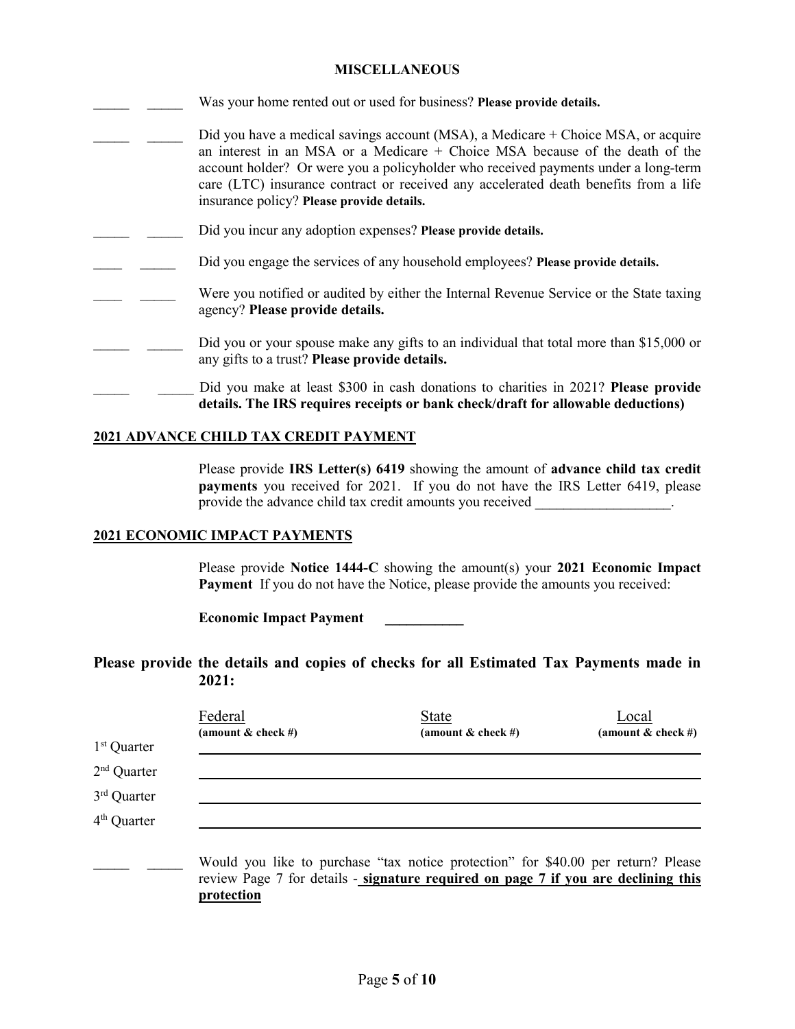## MISCELLANEOUS

_____ _____ Was your home rented out or used for business? **Please provide details.**

_____ _____ Did you have a medical savings account (MSA), a Medicare + Choice MSA, or acquire an interest in an MSA or a Medicare + Choice MSA because of the death of the account holder? Or were you a policyholder who received payments under a long-term care (LTC) insurance contract or received any accelerated death benefits from a life insurance policy? **Please provide details.**

_____ _____ Did you incur any adoption expenses? **Please provide details.**

____ _____ Did you engage the services of any household employees? **Please provide details.**

____ _____ Were you notified or audited by either the Internal Revenue Service or the State taxing agency? **Please provide details.**

_____ _____ Did you or your spouse make any gifts to an individual that total more than $15,000 or any gifts to a trust? **Please provide details.**

_____ _____ Did you make at least $300 in cash donations to charities in 2021? **Please provide details. The IRS requires receipts or bank check/draft for allowable deductions)**

## 2021 ADVANCE CHILD TAX CREDIT PAYMENT

Please provide **IRS Letter(s) 6419** showing the amount of **advance child tax credit payments** you received for 2021. If you do not have the IRS Letter 6419, please provide the advance child tax credit amounts you received ___________________.

## 2021 ECONOMIC IMPACT PAYMENTS

Please provide **Notice 1444-C** showing the amount(s) your **2021 Economic Impact Payment** If you do not have the Notice, please provide the amounts you received:

**Economic Impact Payment ___________**

### Please provide the details and copies of checks for all Estimated Tax Payments made in 2021:

| | Federal (amount & check #) | State (amount & check #) | Local (amount & check #) |
|---|---|---|---|
| 1st Quarter | | | |
| 2nd Quarter | | | |
| 3rd Quarter | | | |
| 4th Quarter | | | |

_____ _____ Would you like to purchase "tax notice protection" for $40.00 per return? Please review Page 7 for details - **signature required on page 7 if you are declining this protection**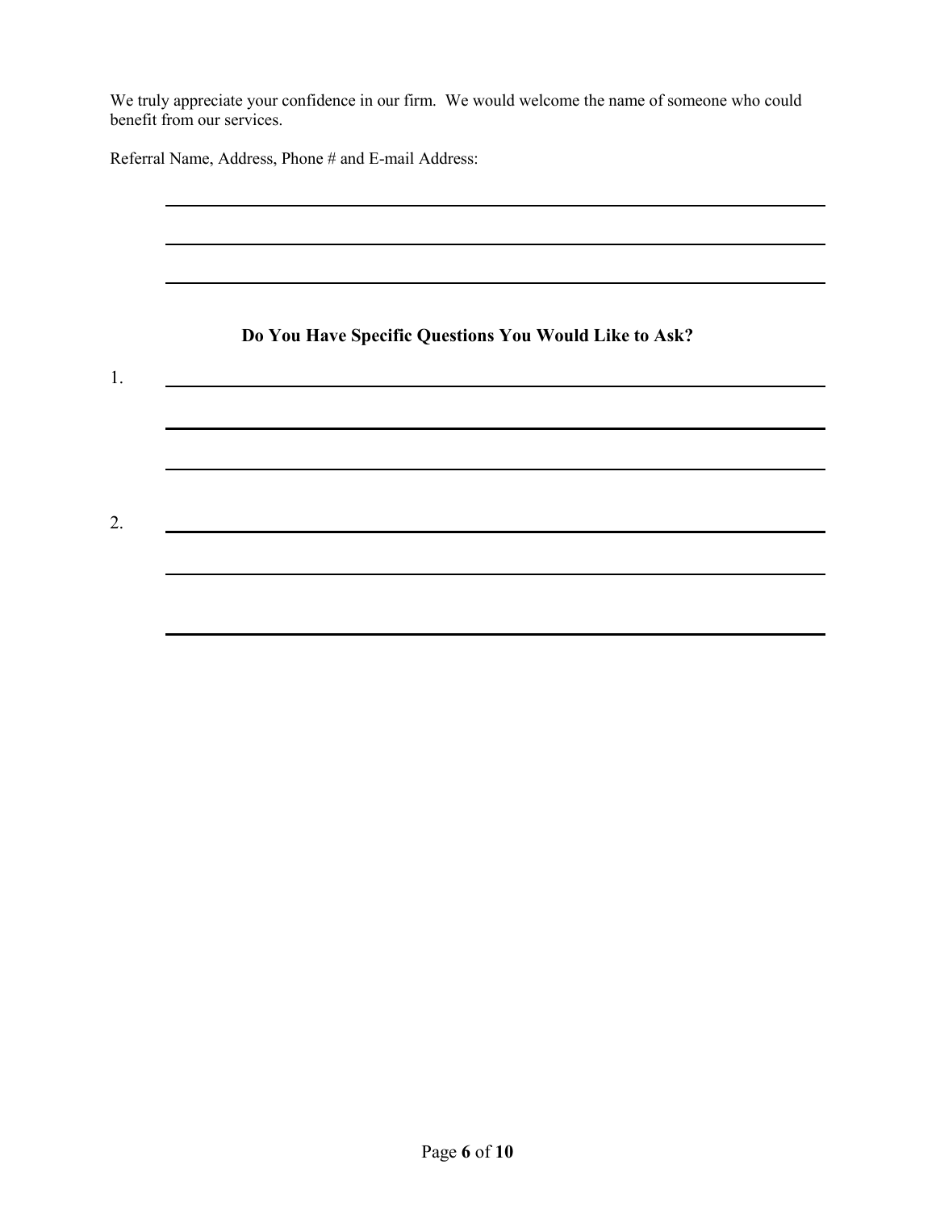We truly appreciate your confidence in our firm. We would welcome the name of someone who could benefit from our services.

Referral Name, Address, Phone # and E-mail Address:

\_\_\_\_\_\_\_\_\_\_\_\_\_\_\_\_\_\_\_\_\_\_\_\_\_\_\_\_\_\_\_\_\_\_\_\_\_\_\_\_\_\_\_\_\_\_\_\_\_\_\_\_\_\_\_\_

\_\_\_\_\_\_\_\_\_\_\_\_\_\_\_\_\_\_\_\_\_\_\_\_\_\_\_\_\_\_\_\_\_\_\_\_\_\_\_\_\_\_\_\_\_\_\_\_\_\_\_\_\_\_\_\_

\_\_\_\_\_\_\_\_\_\_\_\_\_\_\_\_\_\_\_\_\_\_\_\_\_\_\_\_\_\_\_\_\_\_\_\_\_\_\_\_\_\_\_\_\_\_\_\_\_\_\_\_\_\_\_\_

**Do You Have Specific Questions You Would Like to Ask?**

1. \_\_\_\_\_\_\_\_\_\_\_\_\_\_\_\_\_\_\_\_\_\_\_\_\_\_\_\_\_\_\_\_\_\_\_\_\_\_\_\_\_\_\_\_\_\_\_\_\_\_\_\_\_\_\_\_

\_\_\_\_\_\_\_\_\_\_\_\_\_\_\_\_\_\_\_\_\_\_\_\_\_\_\_\_\_\_\_\_\_\_\_\_\_\_\_\_\_\_\_\_\_\_\_\_\_\_\_\_\_\_\_\_

\_\_\_\_\_\_\_\_\_\_\_\_\_\_\_\_\_\_\_\_\_\_\_\_\_\_\_\_\_\_\_\_\_\_\_\_\_\_\_\_\_\_\_\_\_\_\_\_\_\_\_\_\_\_\_\_

2. \_\_\_\_\_\_\_\_\_\_\_\_\_\_\_\_\_\_\_\_\_\_\_\_\_\_\_\_\_\_\_\_\_\_\_\_\_\_\_\_\_\_\_\_\_\_\_\_\_\_\_\_\_\_\_\_

\_\_\_\_\_\_\_\_\_\_\_\_\_\_\_\_\_\_\_\_\_\_\_\_\_\_\_\_\_\_\_\_\_\_\_\_\_\_\_\_\_\_\_\_\_\_\_\_\_\_\_\_\_\_\_\_

\_\_\_\_\_\_\_\_\_\_\_\_\_\_\_\_\_\_\_\_\_\_\_\_\_\_\_\_\_\_\_\_\_\_\_\_\_\_\_\_\_\_\_\_\_\_\_\_\_\_\_\_\_\_\_\_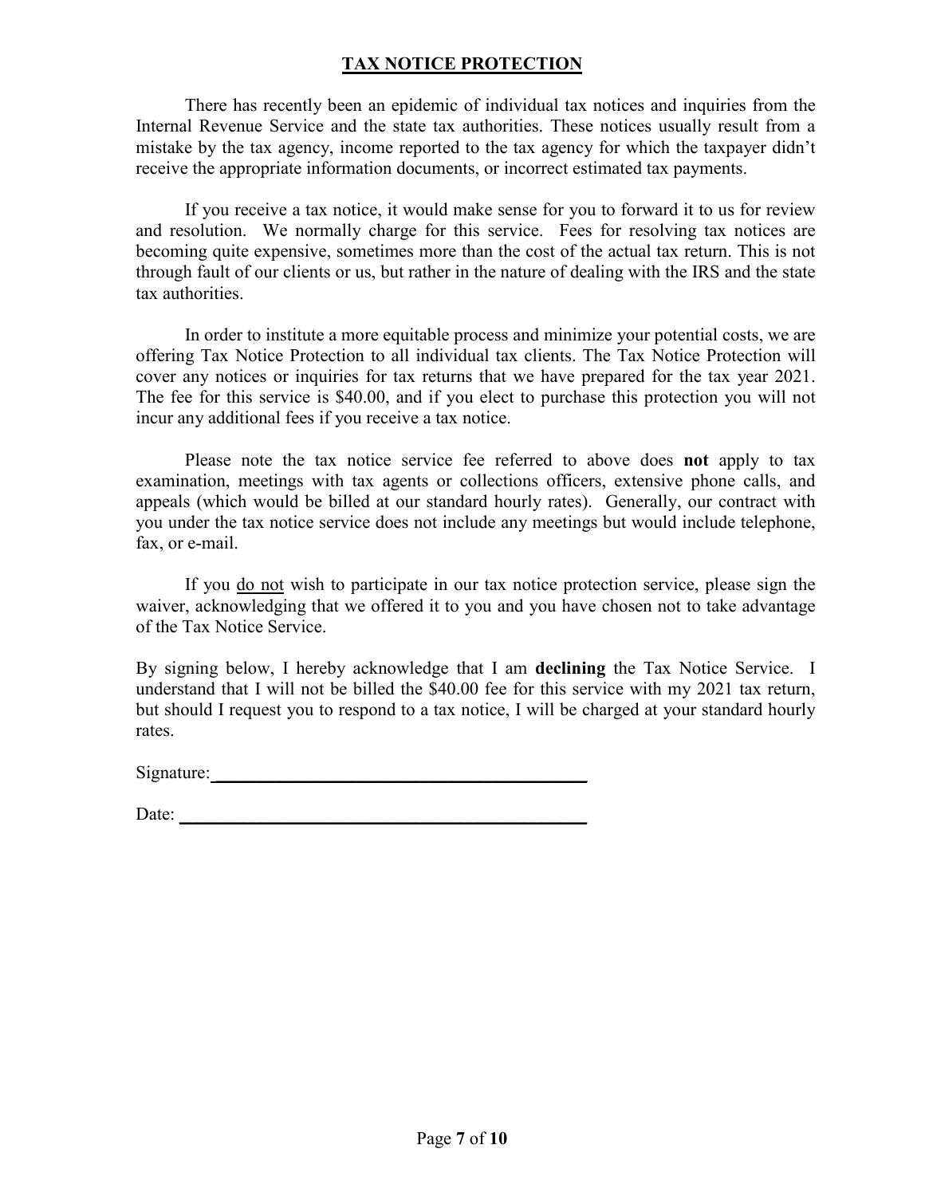# **TAX NOTICE PROTECTION**

There has recently been an epidemic of individual tax notices and inquiries from the Internal Revenue Service and the state tax authorities. These notices usually result from a mistake by the tax agency, income reported to the tax agency for which the taxpayer didn't receive the appropriate information documents, or incorrect estimated tax payments.

If you receive a tax notice, it would make sense for you to forward it to us for review and resolution. We normally charge for this service. Fees for resolving tax notices are becoming quite expensive, sometimes more than the cost of the actual tax return. This is not through fault of our clients or us, but rather in the nature of dealing with the IRS and the state tax authorities.

In order to institute a more equitable process and minimize your potential costs, we are offering Tax Notice Protection to all individual tax clients. The Tax Notice Protection will cover any notices or inquiries for tax returns that we have prepared for the tax year 2021. The fee for this service is $40.00, and if you elect to purchase this protection you will not incur any additional fees if you receive a tax notice.

Please note the tax notice service fee referred to above does **not** apply to tax examination, meetings with tax agents or collections officers, extensive phone calls, and appeals (which would be billed at our standard hourly rates). Generally, our contract with you under the tax notice service does not include any meetings but would include telephone, fax, or e-mail.

If you <u>do not</u> wish to participate in our tax notice protection service, please sign the waiver, acknowledging that we offered it to you and you have chosen not to take advantage of the Tax Notice Service.

By signing below, I hereby acknowledge that I am **declining** the Tax Notice Service. I understand that I will not be billed the $40.00 fee for this service with my 2021 tax return, but should I request you to respond to a tax notice, I will be charged at your standard hourly rates.

Signature: ___________________________________________

Date: ______________________________________________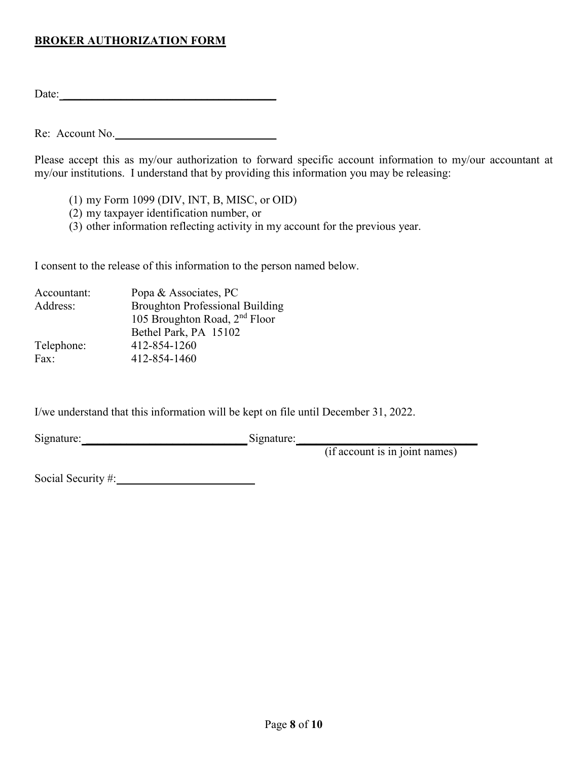**BROKER AUTHORIZATION FORM**

Date: ________________________________________

Re: Account No. ____________________________

Please accept this as my/our authorization to forward specific account information to my/our accountant at my/our institutions. I understand that by providing this information you may be releasing:

(1) my Form 1099 (DIV, INT, B, MISC, or OID)
(2) my taxpayer identification number, or
(3) other information reflecting activity in my account for the previous year.

I consent to the release of this information to the person named below.

| | |
|---|---|
| Accountant: | Popa & Associates, PC |
| Address: | Broughton Professional Building |
| | 105 Broughton Road, 2nd Floor |
| | Bethel Park, PA 15102 |
| Telephone: | 412-854-1260 |
| Fax: | 412-854-1460 |

I/we understand that this information will be kept on file until December 31, 2022.

Signature: ____________________________ Signature: ______________________________
(if account is in joint names)

Social Security #: ________________________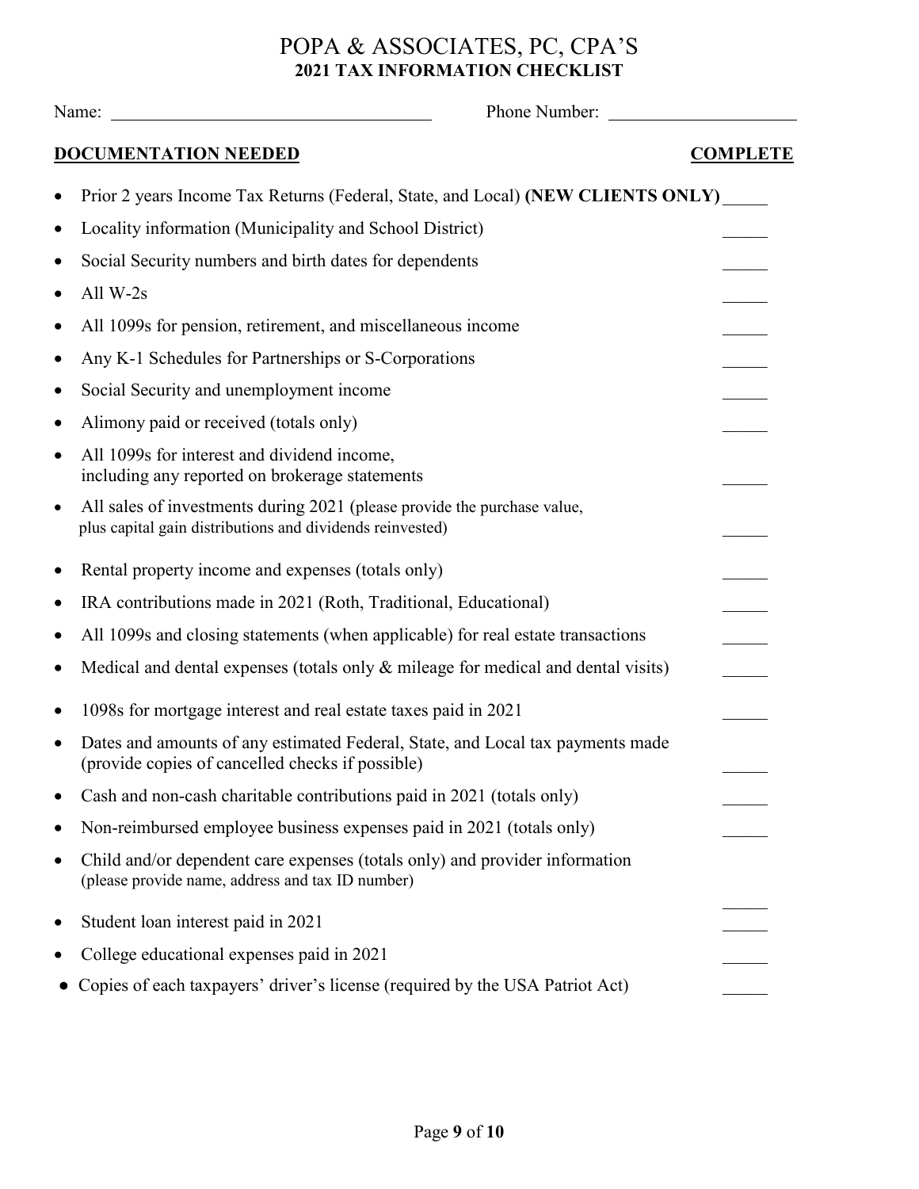# POPA & ASSOCIATES, PC, CPA'S

## 2021 TAX INFORMATION CHECKLIST

Name: ____________________________________ Phone Number: _____________________

| **DOCUMENTATION NEEDED** | **COMPLETE** |
| --- | --- |
| • Prior 2 years Income Tax Returns (Federal, State, and Local) **(NEW CLIENTS ONLY)** | _____ |
| • Locality information (Municipality and School District) | _____ |
| • Social Security numbers and birth dates for dependents | _____ |
| • All W-2s | _____ |
| • All 1099s for pension, retirement, and miscellaneous income | _____ |
| • Any K-1 Schedules for Partnerships or S-Corporations | _____ |
| • Social Security and unemployment income | _____ |
| • Alimony paid or received (totals only) | _____ |
| • All 1099s for interest and dividend income, including any reported on brokerage statements | _____ |
| • All sales of investments during 2021 (please provide the purchase value, plus capital gain distributions and dividends reinvested) | _____ |
| • Rental property income and expenses (totals only) | _____ |
| • IRA contributions made in 2021 (Roth, Traditional, Educational) | _____ |
| • All 1099s and closing statements (when applicable) for real estate transactions | _____ |
| • Medical and dental expenses (totals only & mileage for medical and dental visits) | _____ |
| • 1098s for mortgage interest and real estate taxes paid in 2021 | _____ |
| • Dates and amounts of any estimated Federal, State, and Local tax payments made (provide copies of cancelled checks if possible) | _____ |
| • Cash and non-cash charitable contributions paid in 2021 (totals only) | _____ |
| • Non-reimbursed employee business expenses paid in 2021 (totals only) | _____ |
| • Child and/or dependent care expenses (totals only) and provider information (please provide name, address and tax ID number) | _____ |
| • Student loan interest paid in 2021 | _____ |
| • College educational expenses paid in 2021 | _____ |
| • Copies of each taxpayers' driver's license (required by the USA Patriot Act) | _____ |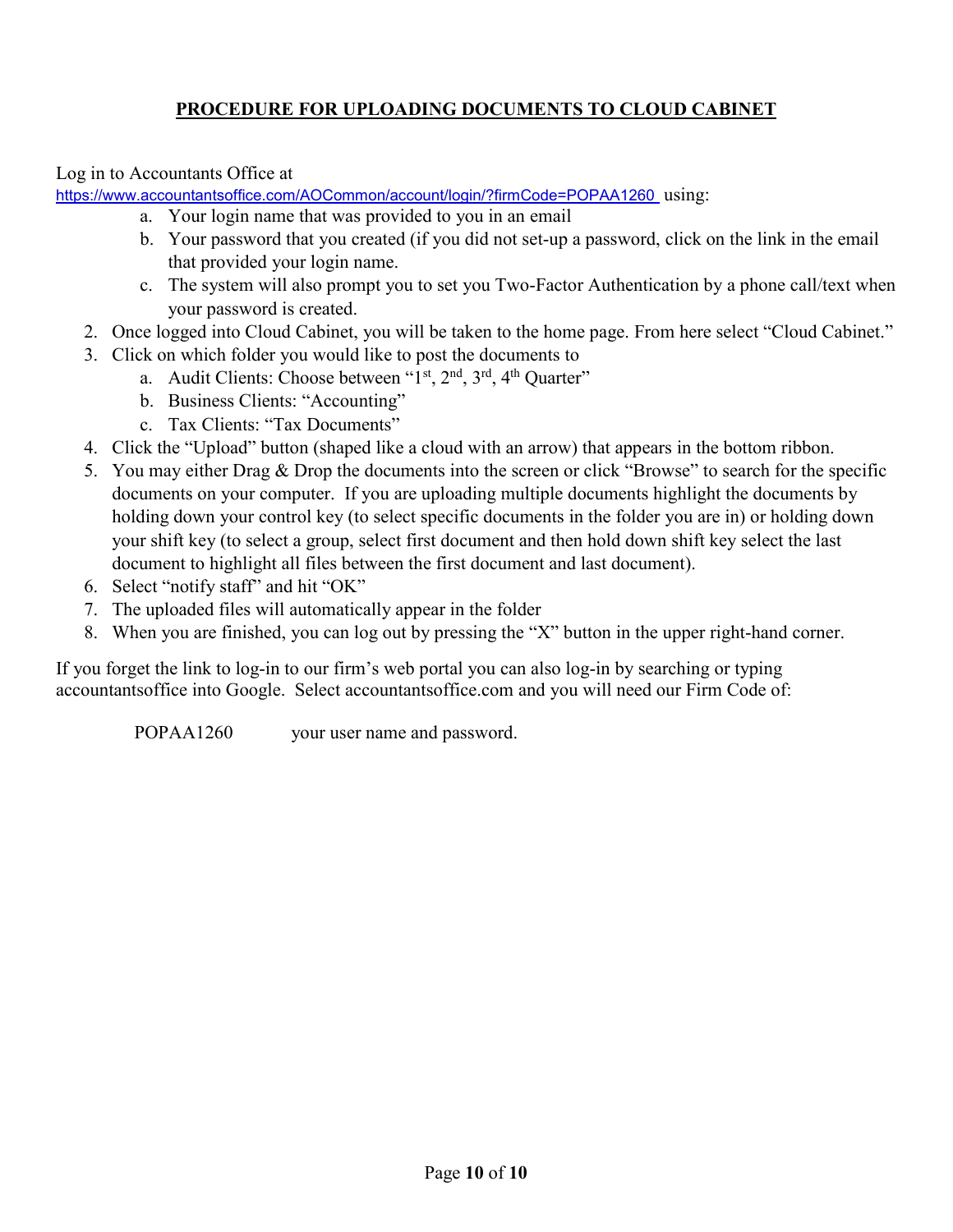## PROCEDURE FOR UPLOADING DOCUMENTS TO CLOUD CABINET

Log in to Accountants Office at https://www.accountantsoffice.com/AOCommon/account/login/?firmCode=POPAA1260 using:

   a. Your login name that was provided to you in an email
   b. Your password that you created (if you did not set-up a password, click on the link in the email that provided your login name.
   c. The system will also prompt you to set you Two-Factor Authentication by a phone call/text when your password is created.

2. Once logged into Cloud Cabinet, you will be taken to the home page. From here select "Cloud Cabinet."
3. Click on which folder you would like to post the documents to
   a. Audit Clients: Choose between "1st, 2nd, 3rd, 4th Quarter"
   b. Business Clients: "Accounting"
   c. Tax Clients: "Tax Documents"
4. Click the "Upload" button (shaped like a cloud with an arrow) that appears in the bottom ribbon.
5. You may either Drag & Drop the documents into the screen or click "Browse" to search for the specific documents on your computer. If you are uploading multiple documents highlight the documents by holding down your control key (to select specific documents in the folder you are in) or holding down your shift key (to select a group, select first document and then hold down shift key select the last document to highlight all files between the first document and last document).
6. Select "notify staff" and hit "OK"
7. The uploaded files will automatically appear in the folder
8. When you are finished, you can log out by pressing the "X" button in the upper right-hand corner.

If you forget the link to log-in to our firm's web portal you can also log-in by searching or typing accountantsoffice into Google. Select accountantsoffice.com and you will need our Firm Code of:

POPAA1260 your user name and password.